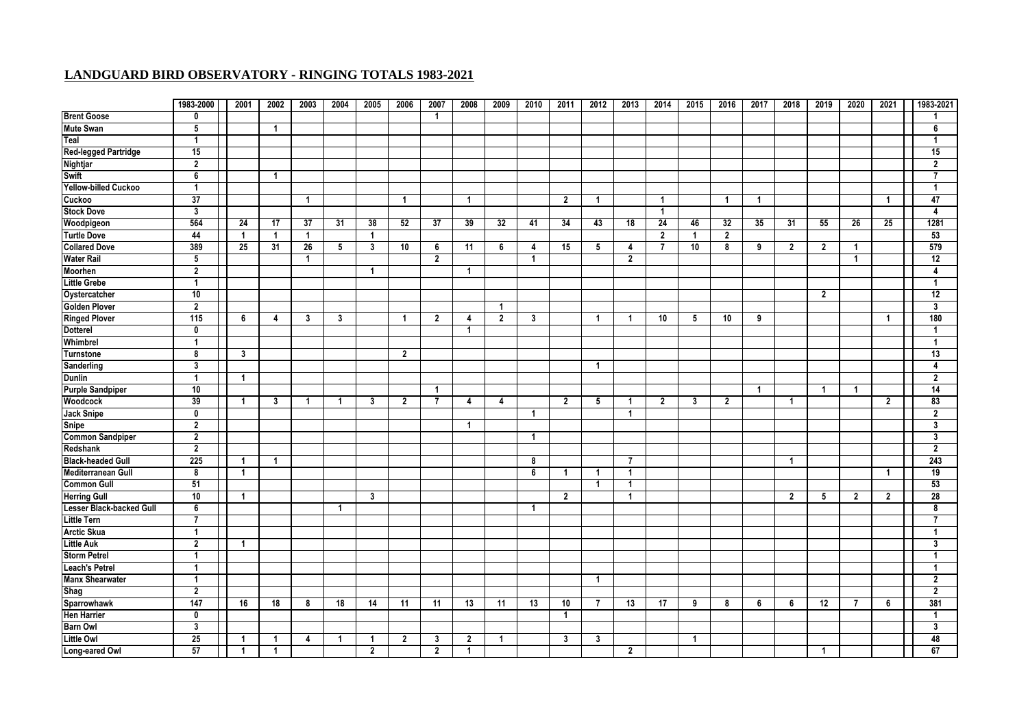## LANDGUARD BIRD OBSERVATORY - RINGING TOTALS 1983-2021

| | 1983-2000 | 2001 | 2002 | 2003 | 2004 | 2005 | 2006 | 2007 | 2008 | 2009 | 2010 | 2011 | 2012 | 2013 | 2014 | 2015 | 2016 | 2017 | 2018 | 2019 | 2020 | 2021 | 1983-2021 |
|---|---|---|---|---|---|---|---|---|---|---|---|---|---|---|---|---|---|---|---|---|---|---|---|
| Brent Goose | 0 | | | | | | | 1 | | | | | | | | | | | | | | | 1 |
| Mute Swan | 5 | | 1 | | | | | | | | | | | | | | | | | | | | 6 |
| Teal | 1 | | | | | | | | | | | | | | | | | | | | | | 1 |
| Red-legged Partridge | 15 | | | | | | | | | | | | | | | | | | | | | | 15 |
| Nightjar | 2 | | | | | | | | | | | | | | | | | | | | | | 2 |
| Swift | 6 | | 1 | | | | | | | | | | | | | | | | | | | | 7 |
| Yellow-billed Cuckoo | 1 | | | | | | | | | | | | | | | | | | | | | | 1 |
| Cuckoo | 37 | | | 1 | | | 1 | | 1 | | | 2 | 1 | | 1 | | 1 | 1 | | | | 1 | 47 |
| Stock Dove | 3 | | | | | | | | | | | | | | 1 | | | | | | | | 4 |
| Woodpigeon | 564 | 24 | 17 | 37 | 31 | 38 | 52 | 37 | 39 | 32 | 41 | 34 | 43 | 18 | 24 | 46 | 32 | 35 | 31 | 55 | 26 | 25 | 1281 |
| Turtle Dove | 44 | 1 | 1 | 1 | | 1 | | | | | | | | | 2 | 1 | 2 | | | | | | 53 |
| Collared Dove | 389 | 25 | 31 | 26 | 5 | 3 | 10 | 6 | 11 | 6 | 4 | 15 | 5 | 4 | 7 | 10 | 8 | 9 | 2 | 2 | 1 | | 579 |
| Water Rail | 5 | | | 1 | | | | 2 | | | 1 | | | 2 | | | | | | | 1 | | 12 |
| Moorhen | 2 | | | | | 1 | | | 1 | | | | | | | | | | | | | | 4 |
| Little Grebe | 1 | | | | | | | | | | | | | | | | | | | | | | 1 |
| Oystercatcher | 10 | | | | | | | | | | | | | | | | | | | 2 | | | 12 |
| Golden Plover | 2 | | | | | | | | | 1 | | | | | | | | | | | | | 3 |
| Ringed Plover | 115 | 6 | 4 | 3 | 3 | | 1 | 2 | 4 | 2 | 3 | | 1 | 1 | 10 | 5 | 10 | 9 | | | | 1 | 180 |
| Dotterel | 0 | | | | | | | | 1 | | | | | | | | | | | | | | 1 |
| Whimbrel | 1 | | | | | | | | | | | | | | | | | | | | | | 1 |
| Turnstone | 8 | 3 | | | | | 2 | | | | | | | | | | | | | | | | 13 |
| Sanderling | 3 | | | | | | | | | | | | 1 | | | | | | | | | | 4 |
| Dunlin | 1 | 1 | | | | | | | | | | | | | | | | | | | | | 2 |
| Purple Sandpiper | 10 | | | | | | | 1 | | | | | | | | | | 1 | | 1 | 1 | | 14 |
| Woodcock | 39 | 1 | 3 | 1 | 1 | 3 | 2 | 7 | 4 | 4 | | 2 | 5 | 1 | 2 | 3 | 2 | | 1 | | | 2 | 83 |
| Jack Snipe | 0 | | | | | | | | | | 1 | | | 1 | | | | | | | | | 2 |
| Snipe | 2 | | | | | | | | 1 | | | | | | | | | | | | | | 3 |
| Common Sandpiper | 2 | | | | | | | | | | 1 | | | | | | | | | | | | 3 |
| Redshank | 2 | | | | | | | | | | | | | | | | | | | | | | 2 |
| Black-headed Gull | 225 | 1 | 1 | | | | | | | | 8 | | | 7 | | | | | 1 | | | | 243 |
| Mediterranean Gull | 8 | 1 | | | | | | | | | 6 | 1 | 1 | 1 | | | | | | | | 1 | 19 |
| Common Gull | 51 | | | | | | | | | | | | 1 | 1 | | | | | | | | | 53 |
| Herring Gull | 10 | 1 | | | | 3 | | | | | | 2 | | 1 | | | | | 2 | 5 | 2 | 2 | 28 |
| Lesser Black-backed Gull | 6 | | | | 1 | | | | | | 1 | | | | | | | | | | | | 8 |
| Little Tern | 7 | | | | | | | | | | | | | | | | | | | | | | 7 |
| Arctic Skua | 1 | | | | | | | | | | | | | | | | | | | | | | 1 |
| Little Auk | 2 | 1 | | | | | | | | | | | | | | | | | | | | | 3 |
| Storm Petrel | 1 | | | | | | | | | | | | | | | | | | | | | | 1 |
| Leach's Petrel | 1 | | | | | | | | | | | | | | | | | | | | | | 1 |
| Manx Shearwater | 1 | | | | | | | | | | | | 1 | | | | | | | | | | 2 |
| Shag | 2 | | | | | | | | | | | | | | | | | | | | | | 2 |
| Sparrowhawk | 147 | 16 | 18 | 8 | 18 | 14 | 11 | 11 | 13 | 11 | 13 | 10 | 7 | 13 | 17 | 9 | 8 | 6 | 6 | 12 | 7 | 6 | 381 |
| Hen Harrier | 0 | | | | | | | | | | | 1 | | | | | | | | | | | 1 |
| Barn Owl | 3 | | | | | | | | | | | | | | | | | | | | | | 3 |
| Little Owl | 25 | 1 | 1 | 4 | 1 | 1 | 2 | 3 | 2 | 1 | | 3 | 3 | | | 1 | | | | | | | 48 |
| Long-eared Owl | 57 | 1 | 1 | | | 2 | | 2 | 1 | | | | | 2 | | | | | | 1 | | | 67 |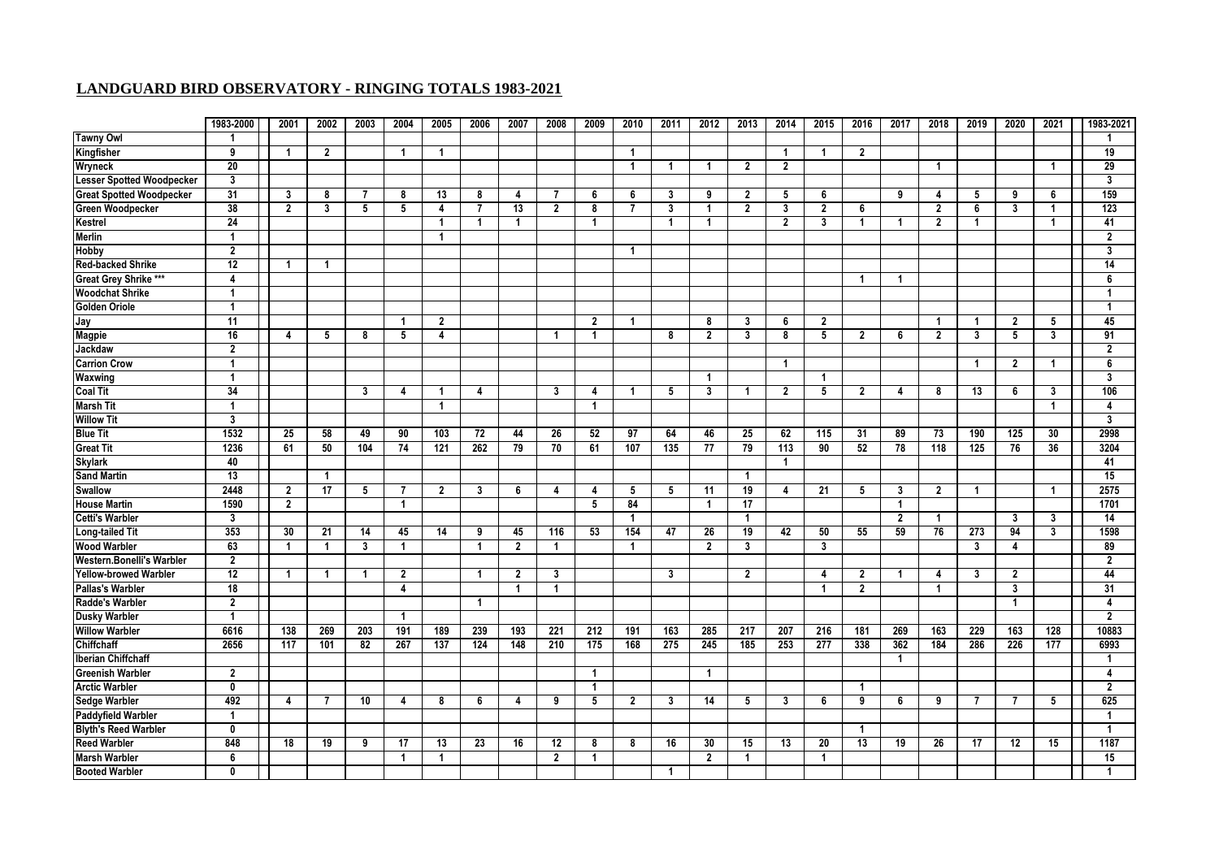## LANDGUARD BIRD OBSERVATORY - RINGING TOTALS 1983-2021

| | 1983-2000 | 2001 | 2002 | 2003 | 2004 | 2005 | 2006 | 2007 | 2008 | 2009 | 2010 | 2011 | 2012 | 2013 | 2014 | 2015 | 2016 | 2017 | 2018 | 2019 | 2020 | 2021 | 1983-2021 |
|---|---|---|---|---|---|---|---|---|---|---|---|---|---|---|---|---|---|---|---|---|---|---|---|
| **Tawny Owl** | 1 | | | | | | | | | | | | | | | | | | | | | | 1 |
| **Kingfisher** | 9 | 1 | 2 | | 1 | 1 | | | | | 1 | | | | 1 | 1 | 2 | | | | | | 19 |
| **Wryneck** | 20 | | | | | | | | | | 1 | 1 | 1 | 2 | 2 | | | | 1 | | | 1 | 29 |
| **Lesser Spotted Woodpecker** | 3 | | | | | | | | | | | | | | | | | | | | | | 3 |
| **Great Spotted Woodpecker** | 31 | 3 | 8 | 7 | 8 | 13 | 8 | 4 | 7 | 6 | 6 | 3 | 9 | 2 | 5 | 6 | | 9 | 4 | 5 | 9 | 6 | 159 |
| **Green Woodpecker** | 38 | 2 | 3 | 5 | 5 | 4 | 7 | 13 | 2 | 8 | 7 | 3 | 1 | 2 | 3 | 2 | 6 | | 2 | 6 | 3 | 1 | 123 |
| **Kestrel** | 24 | | | | | 1 | 1 | 1 | | 1 | | 1 | 1 | | 2 | 3 | 1 | 1 | 2 | 1 | | 1 | 41 |
| **Merlin** | 1 | | | | | 1 | | | | | | | | | | | | | | | | | 2 |
| **Hobby** | 2 | | | | | | | | | | 1 | | | | | | | | | | | | 3 |
| **Red-backed Shrike** | 12 | 1 | 1 | | | | | | | | | | | | | | | | | | | | 14 |
| **Great Grey Shrike *** ** | 4 | | | | | | | | | | | | | | | | 1 | 1 | | | | | 6 |
| **Woodchat Shrike** | 1 | | | | | | | | | | | | | | | | | | | | | | 1 |
| **Golden Oriole** | 1 | | | | | | | | | | | | | | | | | | | | | | 1 |
| **Jay** | 11 | | | | 1 | 2 | | | | 2 | 1 | | 8 | 3 | 6 | 2 | | | 1 | 1 | 2 | 5 | 45 |
| **Magpie** | 16 | 4 | 5 | 8 | 5 | 4 | | | 1 | 1 | | 8 | 2 | 3 | 8 | 5 | 2 | 6 | 2 | 3 | 5 | 3 | 91 |
| **Jackdaw** | 2 | | | | | | | | | | | | | | | | | | | | | | 2 |
| **Carrion Crow** | 1 | | | | | | | | | | | | | | 1 | | | | | 1 | 2 | 1 | 6 |
| **Waxwing** | 1 | | | | | | | | | | | | 1 | | | 1 | | | | | | | 3 |
| **Coal Tit** | 34 | | | 3 | 4 | 1 | 4 | | 3 | 4 | 1 | 5 | 3 | 1 | 2 | 5 | 2 | 4 | 8 | 13 | 6 | 3 | 106 |
| **Marsh Tit** | 1 | | | | | 1 | | | | 1 | | | | | | | | | | | | 1 | 4 |
| **Willow Tit** | 3 | | | | | | | | | | | | | | | | | | | | | | 3 |
| **Blue Tit** | 1532 | 25 | 58 | 49 | 90 | 103 | 72 | 44 | 26 | 52 | 97 | 64 | 46 | 25 | 62 | 115 | 31 | 89 | 73 | 190 | 125 | 30 | 2998 |
| **Great Tit** | 1236 | 61 | 50 | 104 | 74 | 121 | 262 | 79 | 70 | 61 | 107 | 135 | 77 | 79 | 113 | 90 | 52 | 78 | 118 | 125 | 76 | 36 | 3204 |
| **Skylark** | 40 | | | | | | | | | | | | | | 1 | | | | | | | | 41 |
| **Sand Martin** | 13 | | 1 | | | | | | | | | | | 1 | | | | | | | | | 15 |
| **Swallow** | 2448 | 2 | 17 | 5 | 7 | 2 | 3 | 6 | 4 | 4 | 5 | 5 | 11 | 19 | 4 | 21 | 5 | 3 | 2 | 1 | | 1 | 2575 |
| **House Martin** | 1590 | 2 | | | 1 | | | | | 5 | 84 | | 1 | 17 | | | | 1 | | | | | 1701 |
| **Cetti's Warbler** | 3 | | | | | | | | | | 1 | | | 1 | | | | 2 | 1 | | 3 | 3 | 14 |
| **Long-tailed Tit** | 353 | 30 | 21 | 14 | 45 | 14 | 9 | 45 | 116 | 53 | 154 | 47 | 26 | 19 | 42 | 50 | 55 | 59 | 76 | 273 | 94 | 3 | 1598 |
| **Wood Warbler** | 63 | 1 | 1 | 3 | 1 | | 1 | 2 | 1 | | 1 | | 2 | 3 | | 3 | | | | 3 | 4 | | 89 |
| **Western.Bonelli's Warbler** | 2 | | | | | | | | | | | | | | | | | | | | | | 2 |
| **Yellow-browed Warbler** | 12 | 1 | 1 | 1 | 2 | | 1 | 2 | 3 | | | 3 | | 2 | | 4 | 2 | 1 | 4 | 3 | 2 | | 44 |
| **Pallas's Warbler** | 18 | | | | 4 | | | 1 | 1 | | | | | | | 1 | 2 | | 1 | | 3 | | 31 |
| **Radde's Warbler** | 2 | | | | | | 1 | | | | | | | | | | | | | | 1 | | 4 |
| **Dusky Warbler** | 1 | | | | 1 | | | | | | | | | | | | | | | | | | 2 |
| **Willow Warbler** | 6616 | 138 | 269 | 203 | 191 | 189 | 239 | 193 | 221 | 212 | 191 | 163 | 285 | 217 | 207 | 216 | 181 | 269 | 163 | 229 | 163 | 128 | 10883 |
| **Chiffchaff** | 2656 | 117 | 101 | 82 | 267 | 137 | 124 | 148 | 210 | 175 | 168 | 275 | 245 | 185 | 253 | 277 | 338 | 362 | 184 | 286 | 226 | 177 | 6993 |
| **Iberian Chiffchaff** | | | | | | | | | | | | | | | | | | 1 | | | | | 1 |
| **Greenish Warbler** | 2 | | | | | | | | | 1 | | | 1 | | | | | | | | | | 4 |
| **Arctic Warbler** | 0 | | | | | | | | | 1 | | | | | | | 1 | | | | | | 2 |
| **Sedge Warbler** | 492 | 4 | 7 | 10 | 4 | 8 | 6 | 4 | 9 | 5 | 2 | 3 | 14 | 5 | 3 | 6 | 9 | 6 | 9 | 7 | 7 | 5 | 625 |
| **Paddyfield Warbler** | 1 | | | | | | | | | | | | | | | | | | | | | | 1 |
| **Blyth's Reed Warbler** | 0 | | | | | | | | | | | | | | | | 1 | | | | | | 1 |
| **Reed Warbler** | 848 | 18 | 19 | 9 | 17 | 13 | 23 | 16 | 12 | 8 | 8 | 16 | 30 | 15 | 13 | 20 | 13 | 19 | 26 | 17 | 12 | 15 | 1187 |
| **Marsh Warbler** | 6 | | | | 1 | 1 | | | 2 | 1 | | | 2 | 1 | | 1 | | | | | | | 15 |
| **Booted Warbler** | 0 | | | | | | | | | | | 1 | | | | | | | | | | | 1 |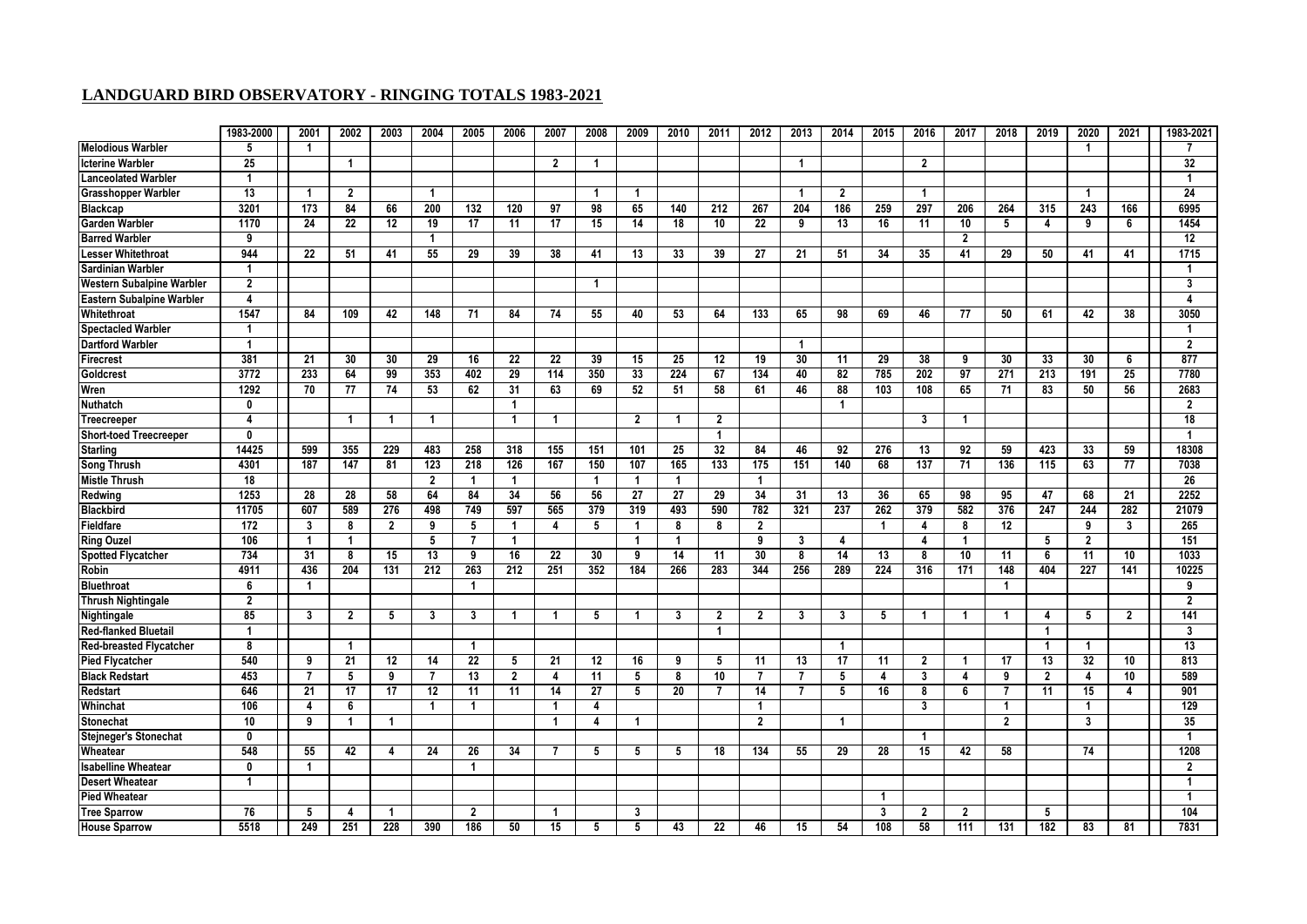## LANDGUARD BIRD OBSERVATORY - RINGING TOTALS 1983-2021

| | 1983-2000 | 2001 | 2002 | 2003 | 2004 | 2005 | 2006 | 2007 | 2008 | 2009 | 2010 | 2011 | 2012 | 2013 | 2014 | 2015 | 2016 | 2017 | 2018 | 2019 | 2020 | 2021 | 1983-2021 |
|---|---|---|---|---|---|---|---|---|---|---|---|---|---|---|---|---|---|---|---|---|---|---|---|
| **Melodious Warbler** | 5 | 1 | | | | | | | | | | | | | | | | | | | 1 | | 7 |
| **Icterine Warbler** | 25 | | 1 | | | | | 2 | 1 | | | | | 1 | | | 2 | | | | | | 32 |
| **Lanceolated Warbler** | 1 | | | | | | | | | | | | | | | | | | | | | | 1 |
| **Grasshopper Warbler** | 13 | 1 | 2 | | 1 | | | | 1 | 1 | | | | 1 | 2 | | 1 | | | | 1 | | 24 |
| **Blackcap** | 3201 | 173 | 84 | 66 | 200 | 132 | 120 | 97 | 98 | 65 | 140 | 212 | 267 | 204 | 186 | 259 | 297 | 206 | 264 | 315 | 243 | 166 | 6995 |
| **Garden Warbler** | 1170 | 24 | 22 | 12 | 19 | 17 | 11 | 17 | 15 | 14 | 18 | 10 | 22 | 9 | 13 | 16 | 11 | 10 | 5 | 4 | 9 | 6 | 1454 |
| **Barred Warbler** | 9 | | | | 1 | | | | | | | | | | | | | 2 | | | | | 12 |
| **Lesser Whitethroat** | 944 | 22 | 51 | 41 | 55 | 29 | 39 | 38 | 41 | 13 | 33 | 39 | 27 | 21 | 51 | 34 | 35 | 41 | 29 | 50 | 41 | 41 | 1715 |
| **Sardinian Warbler** | 1 | | | | | | | | | | | | | | | | | | | | | | 1 |
| **Western Subalpine Warbler** | 2 | | | | | | | | 1 | | | | | | | | | | | | | | 3 |
| **Eastern Subalpine Warbler** | 4 | | | | | | | | | | | | | | | | | | | | | | 4 |
| **Whitethroat** | 1547 | 84 | 109 | 42 | 148 | 71 | 84 | 74 | 55 | 40 | 53 | 64 | 133 | 65 | 98 | 69 | 46 | 77 | 50 | 61 | 42 | 38 | 3050 |
| **Spectacled Warbler** | 1 | | | | | | | | | | | | | | | | | | | | | | 1 |
| **Dartford Warbler** | 1 | | | | | | | | | | | | | 1 | | | | | | | | | 2 |
| **Firecrest** | 381 | 21 | 30 | 30 | 29 | 16 | 22 | 22 | 39 | 15 | 25 | 12 | 19 | 30 | 11 | 29 | 38 | 9 | 30 | 33 | 30 | 6 | 877 |
| **Goldcrest** | 3772 | 233 | 64 | 99 | 353 | 402 | 29 | 114 | 350 | 33 | 224 | 67 | 134 | 40 | 82 | 785 | 202 | 97 | 271 | 213 | 191 | 25 | 7780 |
| **Wren** | 1292 | 70 | 77 | 74 | 53 | 62 | 31 | 63 | 69 | 52 | 51 | 58 | 61 | 46 | 88 | 103 | 108 | 65 | 71 | 83 | 50 | 56 | 2683 |
| **Nuthatch** | 0 | | | | | | 1 | | | | | | | | 1 | | | | | | | | 2 |
| **Treecreeper** | 4 | | 1 | 1 | 1 | | 1 | 1 | | 2 | 1 | 2 | | | | | 3 | 1 | | | | | 18 |
| **Short-toed Treecreeper** | 0 | | | | | | | | | | | 1 | | | | | | | | | | | 1 |
| **Starling** | 14425 | 599 | 355 | 229 | 483 | 258 | 318 | 155 | 151 | 101 | 25 | 32 | 84 | 46 | 92 | 276 | 13 | 92 | 59 | 423 | 33 | 59 | 18308 |
| **Song Thrush** | 4301 | 187 | 147 | 81 | 123 | 218 | 126 | 167 | 150 | 107 | 165 | 133 | 175 | 151 | 140 | 68 | 137 | 71 | 136 | 115 | 63 | 77 | 7038 |
| **Mistle Thrush** | 18 | | | | 2 | 1 | 1 | | 1 | 1 | 1 | | 1 | | | | | | | | | | 26 |
| **Redwing** | 1253 | 28 | 28 | 58 | 64 | 84 | 34 | 56 | 56 | 27 | 27 | 29 | 34 | 31 | 13 | 36 | 65 | 98 | 95 | 47 | 68 | 21 | 2252 |
| **Blackbird** | 11705 | 607 | 589 | 276 | 498 | 749 | 597 | 565 | 379 | 319 | 493 | 590 | 782 | 321 | 237 | 262 | 379 | 582 | 376 | 247 | 244 | 282 | 21079 |
| **Fieldfare** | 172 | 3 | 8 | 2 | 9 | 5 | 1 | 4 | 5 | 1 | 8 | 8 | 2 | | | 1 | 4 | 8 | 12 | | 9 | 3 | 265 |
| **Ring Ouzel** | 106 | 1 | 1 | | 5 | 7 | 1 | | | 1 | 1 | | 9 | 3 | 4 | | 4 | 1 | | 5 | 2 | | 151 |
| **Spotted Flycatcher** | 734 | 31 | 8 | 15 | 13 | 9 | 16 | 22 | 30 | 9 | 14 | 11 | 30 | 8 | 14 | 13 | 8 | 10 | 11 | 6 | 11 | 10 | 1033 |
| **Robin** | 4911 | 436 | 204 | 131 | 212 | 263 | 212 | 251 | 352 | 184 | 266 | 283 | 344 | 256 | 289 | 224 | 316 | 171 | 148 | 404 | 227 | 141 | 10225 |
| **Bluethroat** | 6 | 1 | | | | 1 | | | | | | | | | | | | | 1 | | | | 9 |
| **Thrush Nightingale** | 2 | | | | | | | | | | | | | | | | | | | | | | 2 |
| **Nightingale** | 85 | 3 | 2 | 5 | 3 | 3 | 1 | 1 | 5 | 1 | 3 | 2 | 2 | 3 | 3 | 5 | 1 | 1 | 1 | 4 | 5 | 2 | 141 |
| **Red-flanked Bluetail** | 1 | | | | | | | | | | | 1 | | | | | | | | 1 | | | 3 |
| **Red-breasted Flycatcher** | 8 | | 1 | | | 1 | | | | | | | | | 1 | | | | | 1 | 1 | | 13 |
| **Pied Flycatcher** | 540 | 9 | 21 | 12 | 14 | 22 | 5 | 21 | 12 | 16 | 9 | 5 | 11 | 13 | 17 | 11 | 2 | 1 | 17 | 13 | 32 | 10 | 813 |
| **Black Redstart** | 453 | 7 | 5 | 9 | 7 | 13 | 2 | 4 | 11 | 5 | 8 | 10 | 7 | 7 | 5 | 4 | 3 | 4 | 9 | 2 | 4 | 10 | 589 |
| **Redstart** | 646 | 21 | 17 | 17 | 12 | 11 | 11 | 14 | 27 | 5 | 20 | 7 | 14 | 7 | 5 | 16 | 8 | 6 | 7 | 11 | 15 | 4 | 901 |
| **Whinchat** | 106 | 4 | 6 | | 1 | 1 | | 1 | 4 | | | | 1 | | | | 3 | | 1 | | 1 | | 129 |
| **Stonechat** | 10 | 9 | 1 | 1 | | | | 1 | 4 | 1 | | | 2 | | 1 | | | | 2 | | 3 | | 35 |
| **Stejneger's Stonechat** | 0 | | | | | | | | | | | | | | | | 1 | | | | | | 1 |
| **Wheatear** | 548 | 55 | 42 | 4 | 24 | 26 | 34 | 7 | 5 | 5 | 5 | 18 | 134 | 55 | 29 | 28 | 15 | 42 | 58 | | 74 | | 1208 |
| **Isabelline Wheatear** | 0 | 1 | | | | 1 | | | | | | | | | | | | | | | | | 2 |
| **Desert Wheatear** | 1 | | | | | | | | | | | | | | | | | | | | | | 1 |
| **Pied Wheatear** | | | | | | | | | | | | | | | | 1 | | | | | | | 1 |
| **Tree Sparrow** | 76 | 5 | 4 | 1 | | 2 | | 1 | | 3 | | | | | | 3 | 2 | 2 | | 5 | | | 104 |
| **House Sparrow** | 5518 | 249 | 251 | 228 | 390 | 186 | 50 | 15 | 5 | 5 | 43 | 22 | 46 | 15 | 54 | 108 | 58 | 111 | 131 | 182 | 83 | 81 | 7831 |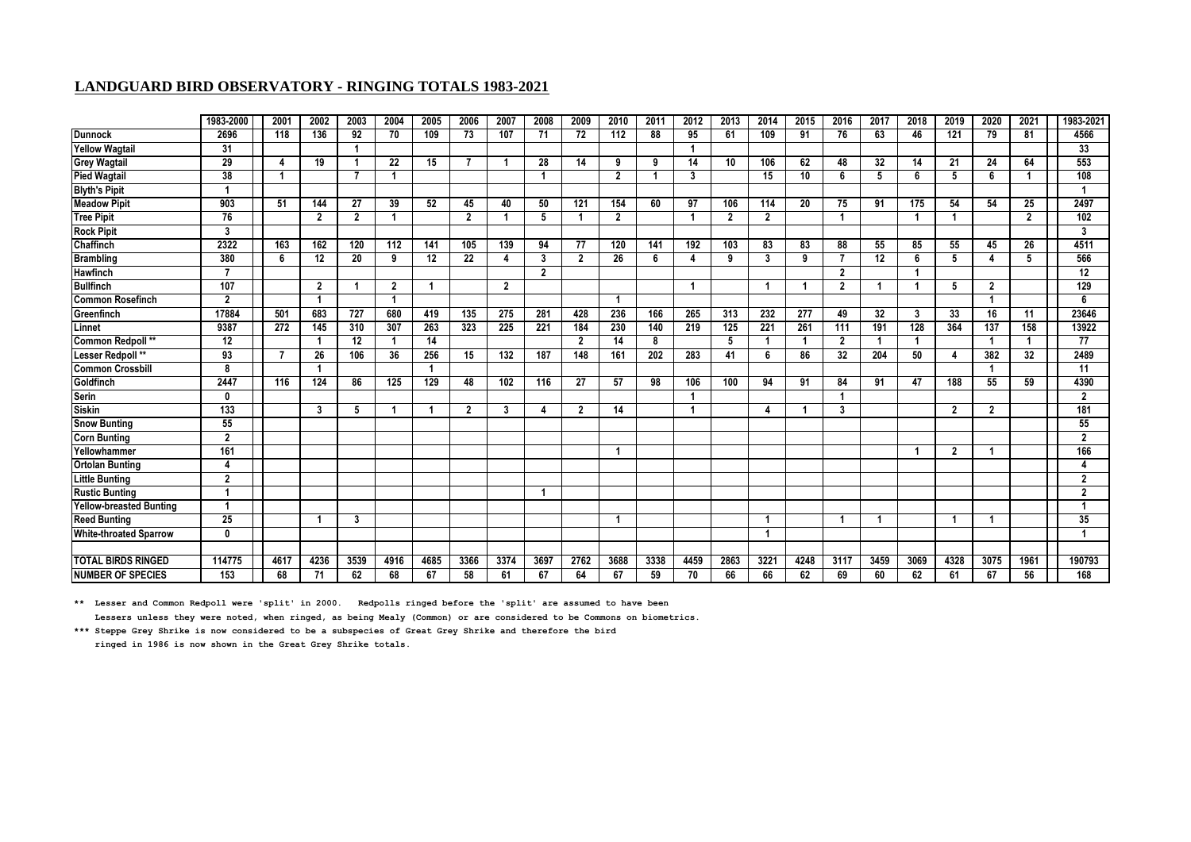## LANDGUARD BIRD OBSERVATORY - RINGING TOTALS 1983-2021

| | 1983-2000 | 2001 | 2002 | 2003 | 2004 | 2005 | 2006 | 2007 | 2008 | 2009 | 2010 | 2011 | 2012 | 2013 | 2014 | 2015 | 2016 | 2017 | 2018 | 2019 | 2020 | 2021 | 1983-2021 |
|---|---|---|---|---|---|---|---|---|---|---|---|---|---|---|---|---|---|---|---|---|---|---|---|
| **Dunnock** | 2696 | 118 | 136 | 92 | 70 | 109 | 73 | 107 | 71 | 72 | 112 | 88 | 95 | 61 | 109 | 91 | 76 | 63 | 46 | 121 | 79 | 81 | 4566 |
| **Yellow Wagtail** | 31 | | | 1 | | | | | | | | | 1 | | | | | | | | | | 33 |
| **Grey Wagtail** | 29 | 4 | 19 | 1 | 22 | 15 | 7 | 1 | 28 | 14 | 9 | 9 | 14 | 10 | 106 | 62 | 48 | 32 | 14 | 21 | 24 | 64 | 553 |
| **Pied Wagtail** | 38 | 1 | | 7 | 1 | | | | 1 | | 2 | 1 | 3 | | 15 | 10 | 6 | 5 | 6 | 5 | 6 | 1 | 108 |
| **Blyth's Pipit** | 1 | | | | | | | | | | | | | | | | | | | | | | 1 |
| **Meadow Pipit** | 903 | 51 | 144 | 27 | 39 | 52 | 45 | 40 | 50 | 121 | 154 | 60 | 97 | 106 | 114 | 20 | 75 | 91 | 175 | 54 | 54 | 25 | 2497 |
| **Tree Pipit** | 76 | | 2 | 2 | 1 | | 2 | 1 | 5 | 1 | 2 | | 1 | 2 | 2 | | 1 | | 1 | 1 | | 2 | 102 |
| **Rock Pipit** | 3 | | | | | | | | | | | | | | | | | | | | | | 3 |
| **Chaffinch** | 2322 | 163 | 162 | 120 | 112 | 141 | 105 | 139 | 94 | 77 | 120 | 141 | 192 | 103 | 83 | 83 | 88 | 55 | 85 | 55 | 45 | 26 | 4511 |
| **Brambling** | 380 | 6 | 12 | 20 | 9 | 12 | 22 | 4 | 3 | 2 | 26 | 6 | 4 | 9 | 3 | 9 | 7 | 12 | 6 | 5 | 4 | 5 | 566 |
| **Hawfinch** | 7 | | | | | | | | 2 | | | | | | | | 2 | | 1 | | | | 12 |
| **Bullfinch** | 107 | | 2 | 1 | 2 | 1 | | 2 | | | | | 1 | | 1 | 1 | 2 | 1 | 1 | 5 | 2 | | 129 |
| **Common Rosefinch** | 2 | | 1 | | 1 | | | | | | 1 | | | | | | | | | | 1 | | 6 |
| **Greenfinch** | 17884 | 501 | 683 | 727 | 680 | 419 | 135 | 275 | 281 | 428 | 236 | 166 | 265 | 313 | 232 | 277 | 49 | 32 | 3 | 33 | 16 | 11 | 23646 |
| **Linnet** | 9387 | 272 | 145 | 310 | 307 | 263 | 323 | 225 | 221 | 184 | 230 | 140 | 219 | 125 | 221 | 261 | 111 | 191 | 128 | 364 | 137 | 158 | 13922 |
| **Common Redpoll** ** | 12 | | 1 | 12 | 1 | 14 | | | | 2 | 14 | 8 | | 5 | 1 | 1 | 2 | 1 | 1 | | 1 | 1 | 77 |
| **Lesser Redpoll** ** | 93 | 7 | 26 | 106 | 36 | 256 | 15 | 132 | 187 | 148 | 161 | 202 | 283 | 41 | 6 | 86 | 32 | 204 | 50 | 4 | 382 | 32 | 2489 |
| **Common Crossbill** | 8 | | 1 | | | 1 | | | | | | | | | | | | | | | 1 | | 11 |
| **Goldfinch** | 2447 | 116 | 124 | 86 | 125 | 129 | 48 | 102 | 116 | 27 | 57 | 98 | 106 | 100 | 94 | 91 | 84 | 91 | 47 | 188 | 55 | 59 | 4390 |
| **Serin** | 0 | | | | | | | | | | | | 1 | | | | 1 | | | | | | 2 |
| **Siskin** | 133 | | 3 | 5 | 1 | 1 | 2 | 3 | 4 | 2 | 14 | | 1 | | 4 | 1 | 3 | | | 2 | 2 | | 181 |
| **Snow Bunting** | 55 | | | | | | | | | | | | | | | | | | | | | | 55 |
| **Corn Bunting** | 2 | | | | | | | | | | | | | | | | | | | | | | 2 |
| **Yellowhammer** | 161 | | | | | | | | | | 1 | | | | | | | | 1 | 2 | 1 | | 166 |
| **Ortolan Bunting** | 4 | | | | | | | | | | | | | | | | | | | | | | 4 |
| **Little Bunting** | 2 | | | | | | | | | | | | | | | | | | | | | | 2 |
| **Rustic Bunting** | 1 | | | | | | | | 1 | | | | | | | | | | | | | | 2 |
| **Yellow-breasted Bunting** | 1 | | | | | | | | | | | | | | | | | | | | | | 1 |
| **Reed Bunting** | 25 | | 1 | 3 | | | | | | | 1 | | | | 1 | | 1 | 1 | | 1 | 1 | | 35 |
| **White-throated Sparrow** | 0 | | | | | | | | | | | | | | 1 | | | | | | | | 1 |
| **TOTAL BIRDS RINGED** | 114775 | 4617 | 4236 | 3539 | 4916 | 4685 | 3366 | 3374 | 3697 | 2762 | 3688 | 3338 | 4459 | 2863 | 3221 | 4248 | 3117 | 3459 | 3069 | 4328 | 3075 | 1961 | 190793 |
| **NUMBER OF SPECIES** | 153 | 68 | 71 | 62 | 68 | 67 | 58 | 61 | 67 | 64 | 67 | 59 | 70 | 66 | 66 | 62 | 69 | 60 | 62 | 61 | 67 | 56 | 168 |

** Lesser and Common Redpoll were 'split' in 2000. Redpolls ringed before the 'split' are assumed to have been Lessers unless they were noted, when ringed, as being Mealy (Common) or are considered to be Commons on biometrics.

*** Steppe Grey Shrike is now considered to be a subspecies of Great Grey Shrike and therefore the bird ringed in 1986 is now shown in the Great Grey Shrike totals.